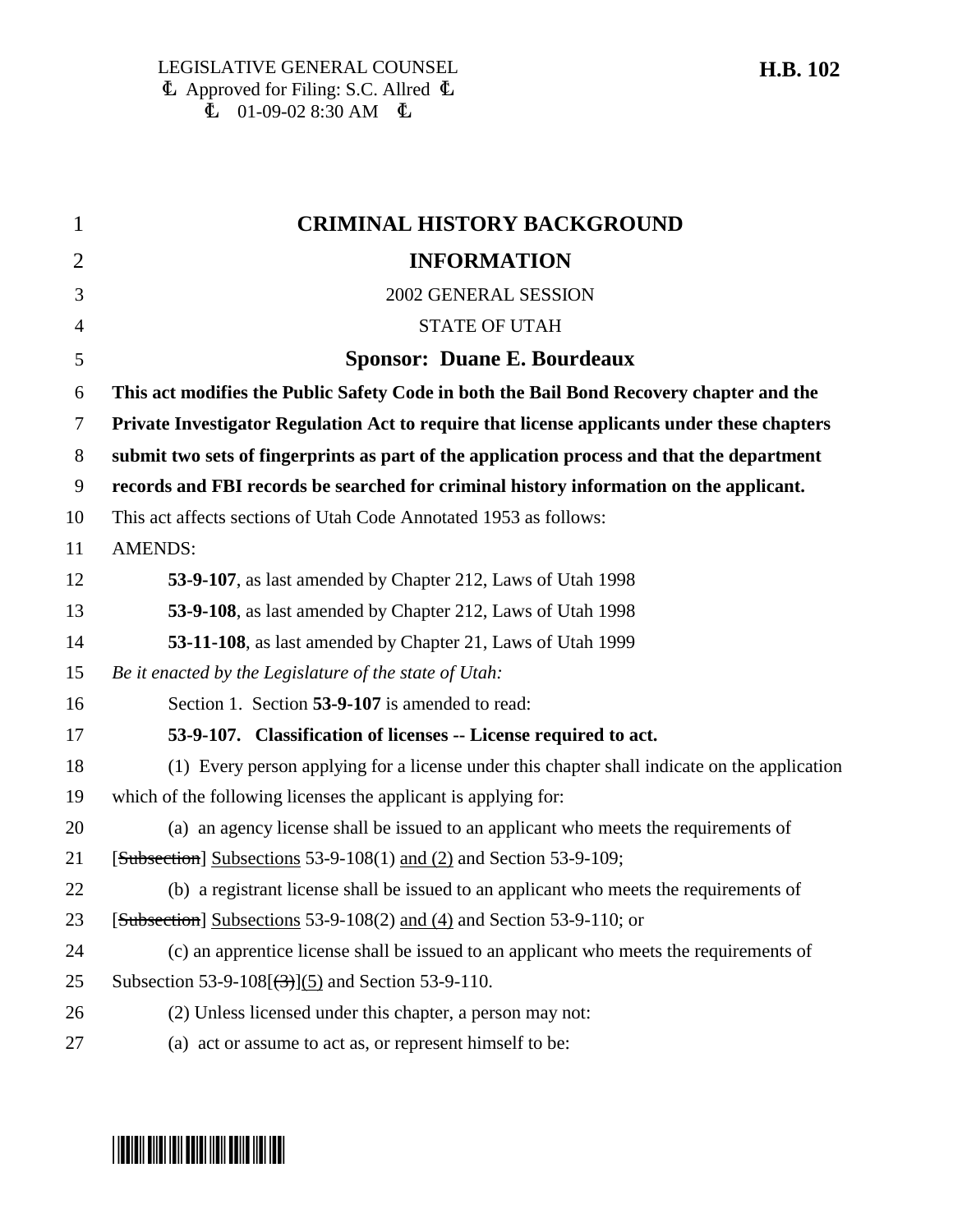LEGISLATIVE GENERAL COUNSEL
Approved for Filing: S.C. Allred
01-09-02 8:30 AM

**H.B. 102**

# CRIMINAL HISTORY BACKGROUND INFORMATION

2002 GENERAL SESSION

STATE OF UTAH

## Sponsor: Duane E. Bourdeaux

**This act modifies the Public Safety Code in both the Bail Bond Recovery chapter and the Private Investigator Regulation Act to require that license applicants under these chapters submit two sets of fingerprints as part of the application process and that the department records and FBI records be searched for criminal history information on the applicant.**

This act affects sections of Utah Code Annotated 1953 as follows:

AMENDS:

**53-9-107**, as last amended by Chapter 212, Laws of Utah 1998

**53-9-108**, as last amended by Chapter 212, Laws of Utah 1998

**53-11-108**, as last amended by Chapter 21, Laws of Utah 1999

*Be it enacted by the Legislature of the state of Utah:*

Section 1. Section **53-9-107** is amended to read:

**53-9-107. Classification of licenses -- License required to act.**

(1) Every person applying for a license under this chapter shall indicate on the application which of the following licenses the applicant is applying for:

(a) an agency license shall be issued to an applicant who meets the requirements of [~~Subsection~~] Subsections 53-9-108(1) and (2) and Section 53-9-109;

(b) a registrant license shall be issued to an applicant who meets the requirements of [~~Subsection~~] Subsections 53-9-108(2) and (4) and Section 53-9-110; or

(c) an apprentice license shall be issued to an applicant who meets the requirements of Subsection 53-9-108[~~(3)~~](5) and Section 53-9-110.

(2) Unless licensed under this chapter, a person may not:

(a) act or assume to act as, or represent himself to be: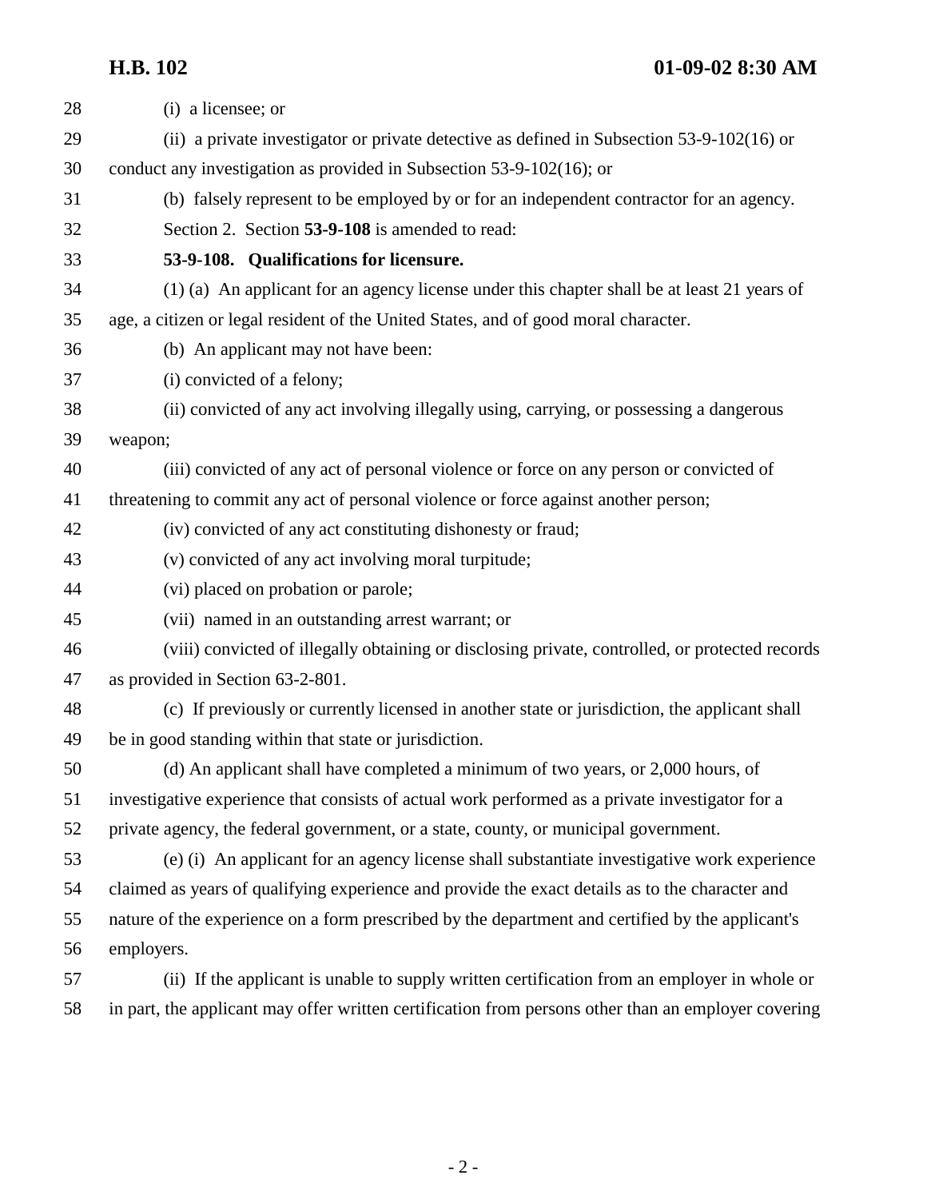(i) a licensee; or

(ii) a private investigator or private detective as defined in Subsection 53-9-102(16) or conduct any investigation as provided in Subsection 53-9-102(16); or

(b) falsely represent to be employed by or for an independent contractor for an agency.

Section 2. Section **53-9-108** is amended to read:

**53-9-108. Qualifications for licensure.**

(1) (a) An applicant for an agency license under this chapter shall be at least 21 years of age, a citizen or legal resident of the United States, and of good moral character.

(b) An applicant may not have been:

(i) convicted of a felony;

(ii) convicted of any act involving illegally using, carrying, or possessing a dangerous weapon;

(iii) convicted of any act of personal violence or force on any person or convicted of threatening to commit any act of personal violence or force against another person;

(iv) convicted of any act constituting dishonesty or fraud;

(v) convicted of any act involving moral turpitude;

(vi) placed on probation or parole;

(vii) named in an outstanding arrest warrant; or

(viii) convicted of illegally obtaining or disclosing private, controlled, or protected records as provided in Section 63-2-801.

(c) If previously or currently licensed in another state or jurisdiction, the applicant shall be in good standing within that state or jurisdiction.

(d) An applicant shall have completed a minimum of two years, or 2,000 hours, of investigative experience that consists of actual work performed as a private investigator for a private agency, the federal government, or a state, county, or municipal government.

(e) (i) An applicant for an agency license shall substantiate investigative work experience claimed as years of qualifying experience and provide the exact details as to the character and nature of the experience on a form prescribed by the department and certified by the applicant's employers.

(ii) If the applicant is unable to supply written certification from an employer in whole or in part, the applicant may offer written certification from persons other than an employer covering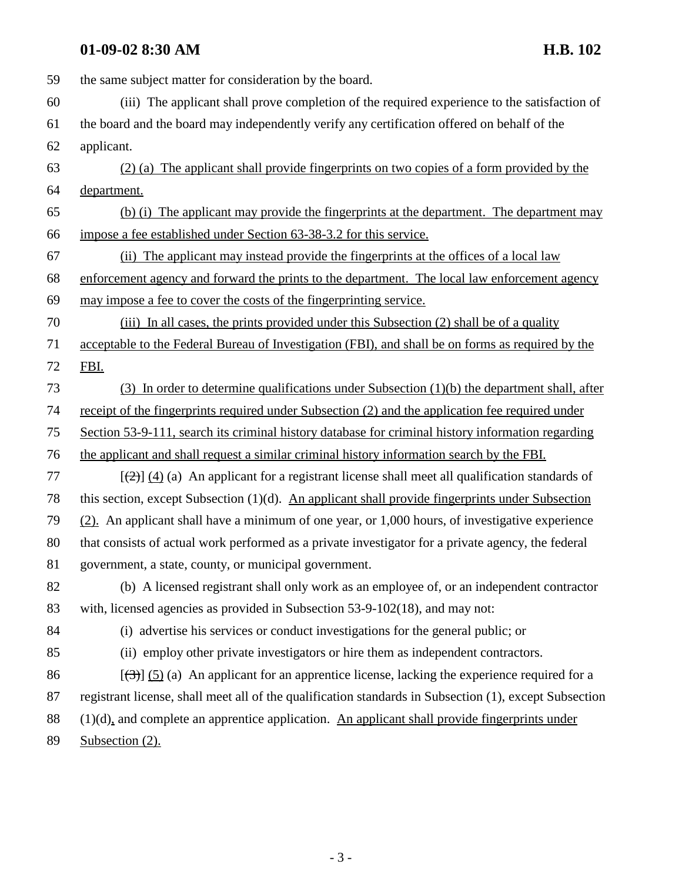the same subject matter for consideration by the board.

(iii) The applicant shall prove completion of the required experience to the satisfaction of the board and the board may independently verify any certification offered on behalf of the applicant.

(2) (a) The applicant shall provide fingerprints on two copies of a form provided by the department.

(b) (i) The applicant may provide the fingerprints at the department. The department may impose a fee established under Section 63-38-3.2 for this service.

(ii) The applicant may instead provide the fingerprints at the offices of a local law enforcement agency and forward the prints to the department. The local law enforcement agency may impose a fee to cover the costs of the fingerprinting service.

(iii) In all cases, the prints provided under this Subsection (2) shall be of a quality acceptable to the Federal Bureau of Investigation (FBI), and shall be on forms as required by the FBI.

(3) In order to determine qualifications under Subsection (1)(b) the department shall, after receipt of the fingerprints required under Subsection (2) and the application fee required under Section 53-9-111, search its criminal history database for criminal history information regarding the applicant and shall request a similar criminal history information search by the FBI.

[~~(2)~~] (4) (a) An applicant for a registrant license shall meet all qualification standards of this section, except Subsection (1)(d). An applicant shall provide fingerprints under Subsection (2). An applicant shall have a minimum of one year, or 1,000 hours, of investigative experience that consists of actual work performed as a private investigator for a private agency, the federal government, a state, county, or municipal government.

(b) A licensed registrant shall only work as an employee of, or an independent contractor with, licensed agencies as provided in Subsection 53-9-102(18), and may not:

(i) advertise his services or conduct investigations for the general public; or

(ii) employ other private investigators or hire them as independent contractors.

[~~(3)~~] (5) (a) An applicant for an apprentice license, lacking the experience required for a registrant license, shall meet all of the qualification standards in Subsection (1), except Subsection (1)(d), and complete an apprentice application. An applicant shall provide fingerprints under Subsection (2).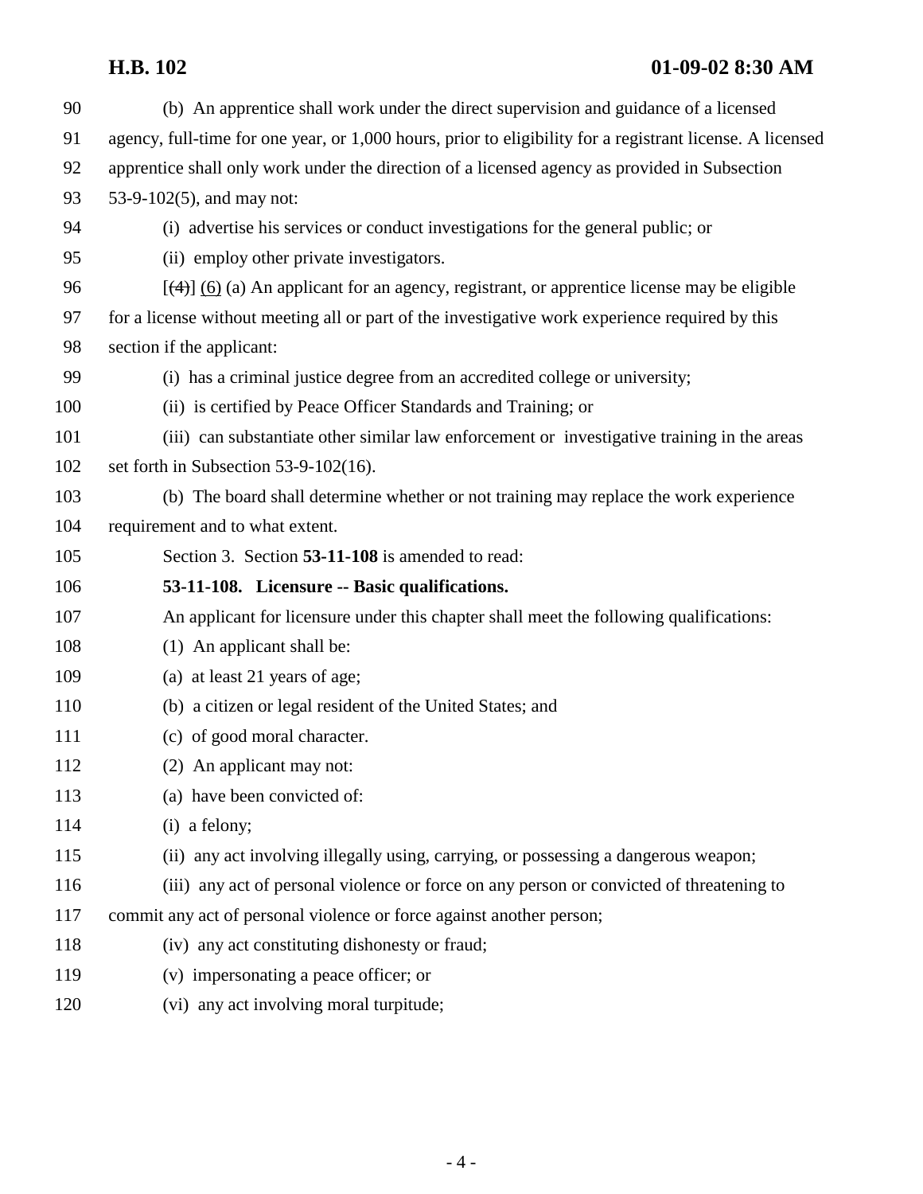(b) An apprentice shall work under the direct supervision and guidance of a licensed agency, full-time for one year, or 1,000 hours, prior to eligibility for a registrant license. A licensed apprentice shall only work under the direction of a licensed agency as provided in Subsection 53-9-102(5), and may not:

(i) advertise his services or conduct investigations for the general public; or

(ii) employ other private investigators.

[~~(4)~~] (6) (a) An applicant for an agency, registrant, or apprentice license may be eligible for a license without meeting all or part of the investigative work experience required by this section if the applicant:

(i) has a criminal justice degree from an accredited college or university;

(ii) is certified by Peace Officer Standards and Training; or

(iii) can substantiate other similar law enforcement or investigative training in the areas set forth in Subsection 53-9-102(16).

(b) The board shall determine whether or not training may replace the work experience requirement and to what extent.

Section 3. Section **53-11-108** is amended to read:

**53-11-108. Licensure -- Basic qualifications.**

An applicant for licensure under this chapter shall meet the following qualifications:

(1) An applicant shall be:

(a) at least 21 years of age;

(b) a citizen or legal resident of the United States; and

(c) of good moral character.

(2) An applicant may not:

(a) have been convicted of:

(i) a felony;

(ii) any act involving illegally using, carrying, or possessing a dangerous weapon;

(iii) any act of personal violence or force on any person or convicted of threatening to commit any act of personal violence or force against another person;

(iv) any act constituting dishonesty or fraud;

(v) impersonating a peace officer; or

(vi) any act involving moral turpitude;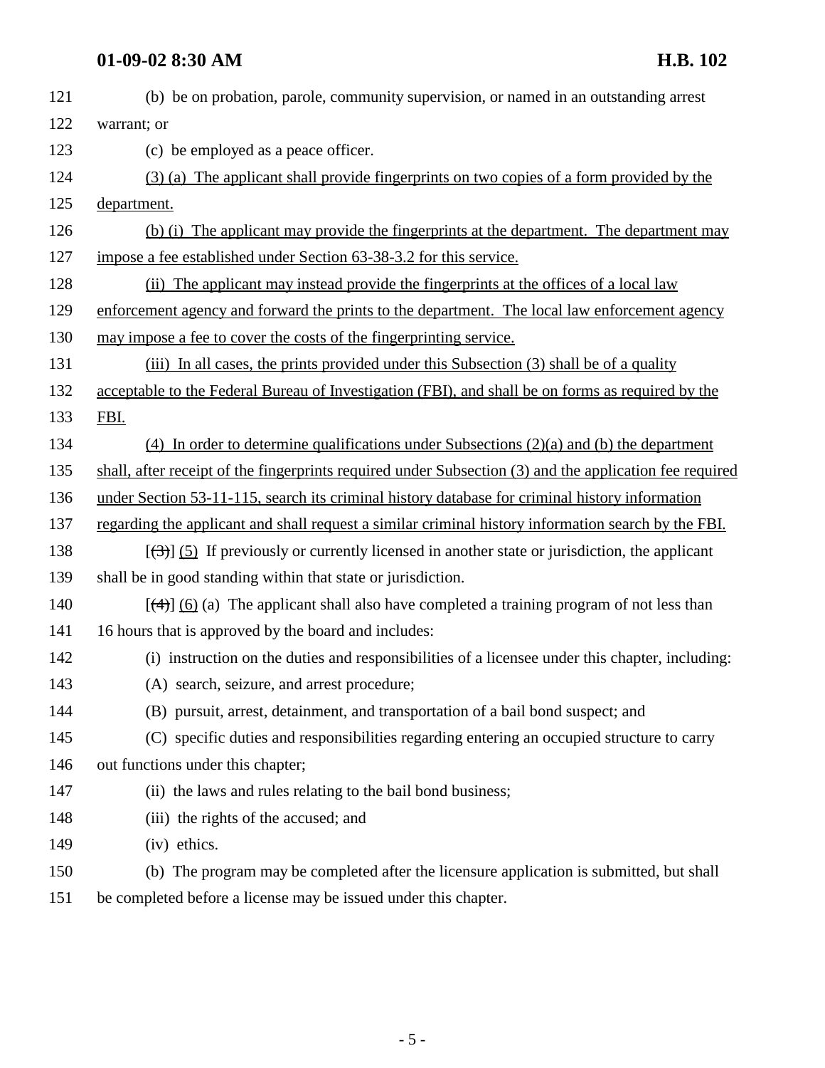(b) be on probation, parole, community supervision, or named in an outstanding arrest warrant; or

(c) be employed as a peace officer.

<u>(3) (a) The applicant shall provide fingerprints on two copies of a form provided by the department.</u>

<u>(b) (i) The applicant may provide the fingerprints at the department. The department may impose a fee established under Section 63-38-3.2 for this service.</u>

<u>(ii) The applicant may instead provide the fingerprints at the offices of a local law enforcement agency and forward the prints to the department. The local law enforcement agency may impose a fee to cover the costs of the fingerprinting service.</u>

<u>(iii) In all cases, the prints provided under this Subsection (3) shall be of a quality acceptable to the Federal Bureau of Investigation (FBI), and shall be on forms as required by the FBI.</u>

<u>(4) In order to determine qualifications under Subsections (2)(a) and (b) the department shall, after receipt of the fingerprints required under Subsection (3) and the application fee required under Section 53-11-115, search its criminal history database for criminal history information regarding the applicant and shall request a similar criminal history information search by the FBI.</u>

[~~(3)~~] <u>(5)</u> If previously or currently licensed in another state or jurisdiction, the applicant shall be in good standing within that state or jurisdiction.

[~~(4)~~] <u>(6)</u> (a) The applicant shall also have completed a training program of not less than 16 hours that is approved by the board and includes:

(i) instruction on the duties and responsibilities of a licensee under this chapter, including:

(A) search, seizure, and arrest procedure;

(B) pursuit, arrest, detainment, and transportation of a bail bond suspect; and

(C) specific duties and responsibilities regarding entering an occupied structure to carry out functions under this chapter;

(ii) the laws and rules relating to the bail bond business;

(iii) the rights of the accused; and

(iv) ethics.

(b) The program may be completed after the licensure application is submitted, but shall be completed before a license may be issued under this chapter.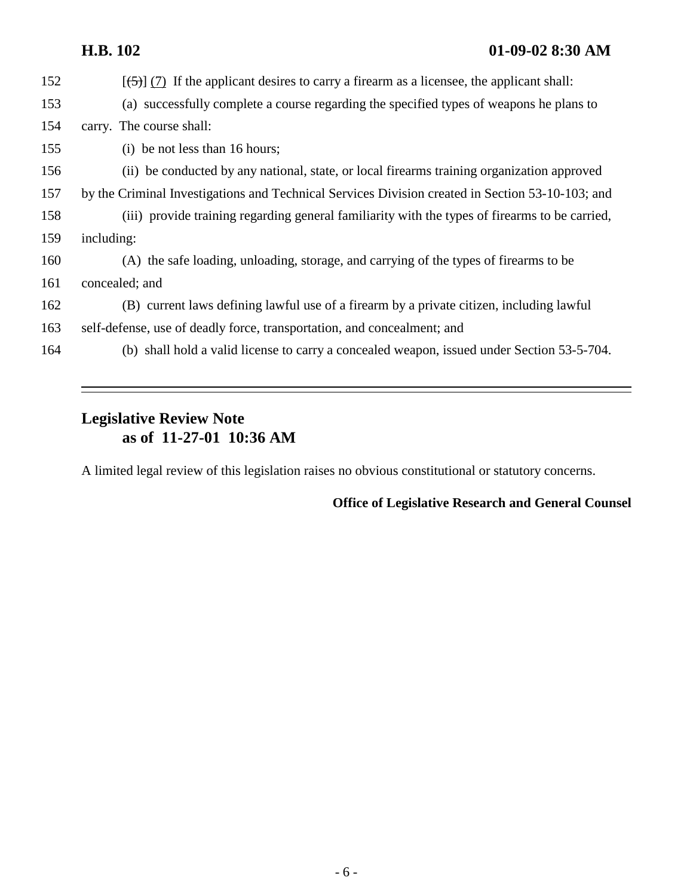152 [~~(5)~~] (7) If the applicant desires to carry a firearm as a licensee, the applicant shall:

153 (a) successfully complete a course regarding the specified types of weapons he plans to

154 carry. The course shall:

155 (i) be not less than 16 hours;

156 (ii) be conducted by any national, state, or local firearms training organization approved

157 by the Criminal Investigations and Technical Services Division created in Section 53-10-103; and

158 (iii) provide training regarding general familiarity with the types of firearms to be carried,

159 including:

160 (A) the safe loading, unloading, storage, and carrying of the types of firearms to be

161 concealed; and

162 (B) current laws defining lawful use of a firearm by a private citizen, including lawful

163 self-defense, use of deadly force, transportation, and concealment; and

164 (b) shall hold a valid license to carry a concealed weapon, issued under Section 53-5-704.

---

**Legislative Review Note**
**as of 11-27-01 10:36 AM**

A limited legal review of this legislation raises no obvious constitutional or statutory concerns.

**Office of Legislative Research and General Counsel**